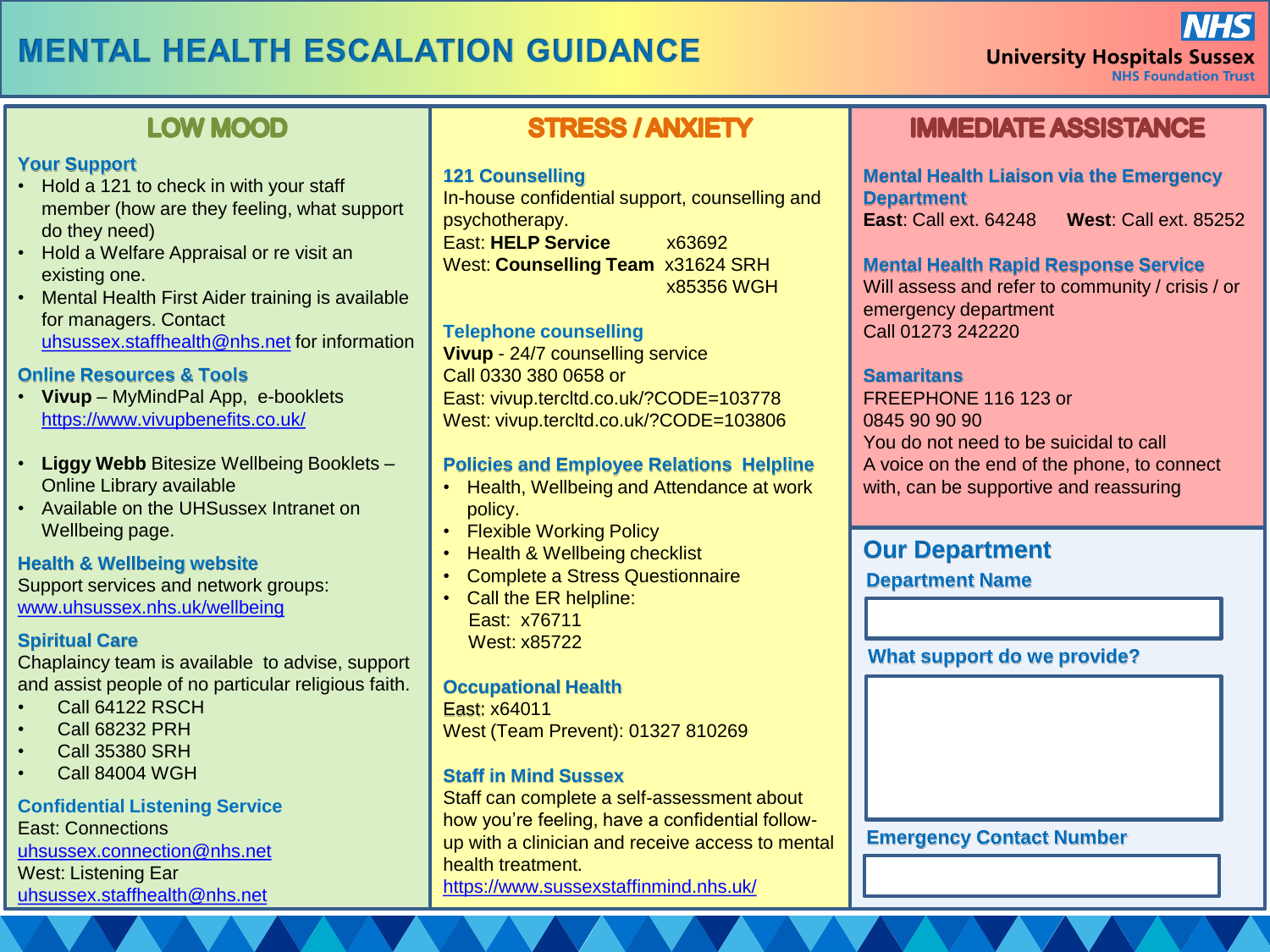# MENTAL HEALTH ESCALATION GUIDANCE

University Hospitals Sussex NHS Foundation Trust

## LOW MOOD

### Your Support

- Hold a 121 to check in with your staff member (how are they feeling, what support do they need)
- Hold a Welfare Appraisal or re visit an existing one.
- Mental Health First Aider training is available for managers. Contact uhsussex.staffhealth@nhs.net for information

### Online Resources & Tools

- **Vivup** – MyMindPal App, e-booklets https://www.vivupbenefits.co.uk/
- **Liggy Webb** Bitesize Wellbeing Booklets – Online Library available
- Available on the UHSussex Intranet on Wellbeing page.

### Health & Wellbeing website

Support services and network groups: www.uhsussex.nhs.uk/wellbeing

### Spiritual Care

Chaplaincy team is available to advise, support and assist people of no particular religious faith.

- Call 64122 RSCH
- Call 68232 PRH
- Call 35380 SRH
- Call 84004 WGH

### Confidential Listening Service

East: Connections
uhsussex.connection@nhs.net
West: Listening Ear
uhsussex.staffhealth@nhs.net

## STRESS / ANXIETY

### 121 Counselling

In-house confidential support, counselling and psychotherapy.
East: **HELP Service** x63692
West: **Counselling Team** x31624 SRH
x85356 WGH

### Telephone counselling

**Vivup** - 24/7 counselling service
Call 0330 380 0658 or
East: vivup.tercltd.co.uk/?CODE=103778
West: vivup.tercltd.co.uk/?CODE=103806

### Policies and Employee Relations Helpline

- Health, Wellbeing and Attendance at work policy.
- Flexible Working Policy
- Health & Wellbeing checklist
- Complete a Stress Questionnaire
- Call the ER helpline:
  East: x76711
  West: x85722

### Occupational Health

East: x64011
West (Team Prevent): 01327 810269

### Staff in Mind Sussex

Staff can complete a self-assessment about how you're feeling, have a confidential follow-up with a clinician and receive access to mental health treatment.
https://www.sussexstaffinmind.nhs.uk/

## IMMEDIATE ASSISTANCE

### Mental Health Liaison via the Emergency Department

**East**: Call ext. 64248 **West**: Call ext. 85252

### Mental Health Rapid Response Service

Will assess and refer to community / crisis / or emergency department
Call 01273 242220

### Samaritans

FREEPHONE 116 123 or
0845 90 90 90
You do not need to be suicidal to call
A voice on the end of the phone, to connect with, can be supportive and reassuring

## Our Department

### Department Name

### What support do we provide?

### Emergency Contact Number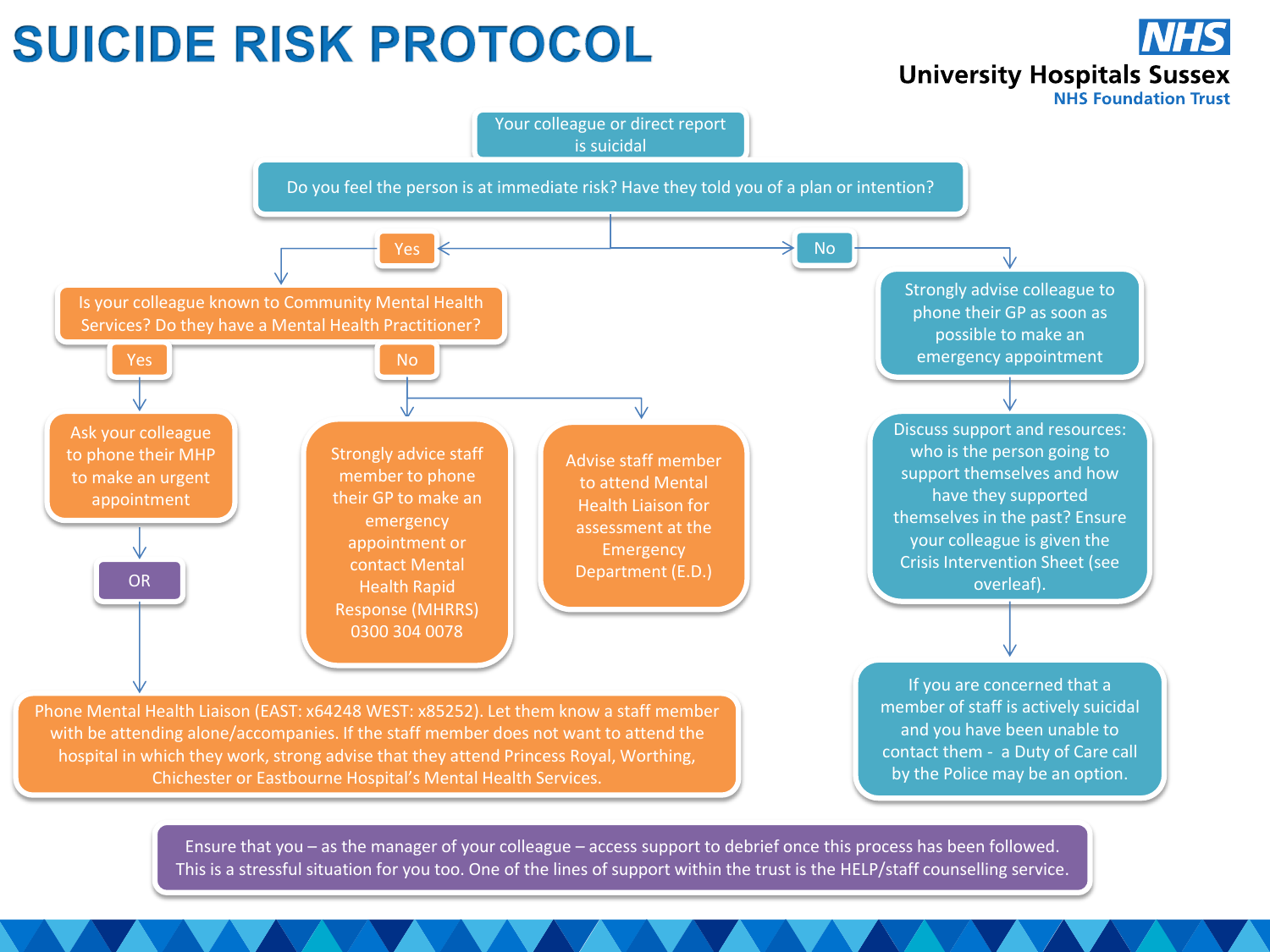# SUICIDE RISK PROTOCOL

**NHS University Hospitals Sussex NHS Foundation Trust**

Your colleague or direct report is suicidal

Do you feel the person is at immediate risk? Have they told you of a plan or intention?

**Yes**

Is your colleague known to Community Mental Health Services? Do they have a Mental Health Practitioner?

- **Yes**
  - Ask your colleague to phone their MHP to make an urgent appointment
  - OR
  - Phone Mental Health Liaison (EAST: x64248 WEST: x85252). Let them know a staff member with be attending alone/accompanies. If the staff member does not want to attend the hospital in which they work, strong advise that they attend Princess Royal, Worthing, Chichester or Eastbourne Hospital's Mental Health Services.
- **No**
  - Strongly advice staff member to phone their GP to make an emergency appointment or contact Mental Health Rapid Response (MHRRS) 0300 304 0078
  - Advise staff member to attend Mental Health Liaison for assessment at the Emergency Department (E.D.)

**No**

- Strongly advise colleague to phone their GP as soon as possible to make an emergency appointment
- Discuss support and resources: who is the person going to support themselves and how have they supported themselves in the past? Ensure your colleague is given the Crisis Intervention Sheet (see overleaf).
- If you are concerned that a member of staff is actively suicidal and you have been unable to contact them - a Duty of Care call by the Police may be an option.

Ensure that you – as the manager of your colleague – access support to debrief once this process has been followed. This is a stressful situation for you too. One of the lines of support within the trust is the HELP/staff counselling service.